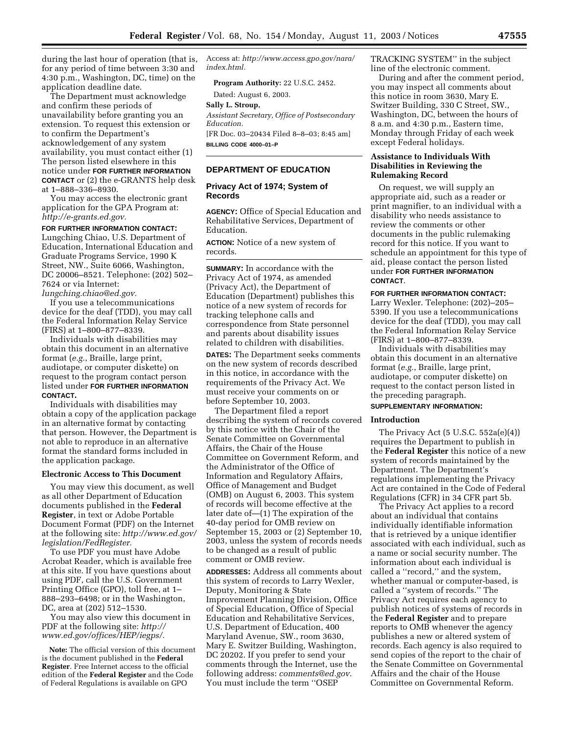during the last hour of operation (that is, for any period of time between 3:30 and 4:30 p.m., Washington, DC, time) on the application deadline date.

The Department must acknowledge and confirm these periods of unavailability before granting you an extension. To request this extension or to confirm the Department's acknowledgement of any system availability, you must contact either (1) The person listed elsewhere in this notice under **FOR FURTHER INFORMATION CONTACT** or (2) the e-GRANTS help desk at 1–888–336–8930.

You may access the electronic grant application for the GPA Program at: *http://e-grants.ed.gov.*

**FOR FURTHER INFORMATION CONTACT:** Lungching Chiao, U.S. Department of Education, International Education and Graduate Programs Service, 1990 K Street, NW., Suite 6066, Washington, DC 20006–8521. Telephone: (202) 502–7624 or via Internet: *lungching.chiao@ed.gov.*

If you use a telecommunications device for the deaf (TDD), you may call the Federal Information Relay Service (FIRS) at 1–800–877–8339.

Individuals with disabilities may obtain this document in an alternative format (*e.g.*, Braille, large print, audiotape, or computer diskette) on request to the program contact person listed under **FOR FURTHER INFORMATION CONTACT.**

Individuals with disabilities may obtain a copy of the application package in an alternative format by contacting that person. However, the Department is not able to reproduce in an alternative format the standard forms included in the application package.

**Electronic Access to This Document**

You may view this document, as well as all other Department of Education documents published in the **Federal Register**, in text or Adobe Portable Document Format (PDF) on the Internet at the following site: *http://www.ed.gov/legislation/FedRegister.*

To use PDF you must have Adobe Acrobat Reader, which is available free at this site. If you have questions about using PDF, call the U.S. Government Printing Office (GPO), toll free, at 1–888–293–6498; or in the Washington, DC, area at (202) 512–1530.

You may also view this document in PDF at the following site: *http://www.ed.gov/offices/HEP/iegps/.*

**Note:** The official version of this document is the document published in the **Federal Register**. Free Internet access to the official edition of the **Federal Register** and the Code of Federal Regulations is available on GPO Access at: *http://www.access.gpo.gov/nara/index.html.*

**Program Authority:** 22 U.S.C. 2452.

Dated: August 6, 2003.

**Sally L. Stroup,**

*Assistant Secretary, Office of Postsecondary Education.*

[FR Doc. 03–20434 Filed 8–8–03; 8:45 am]

**BILLING CODE 4000–01–P**

---

## DEPARTMENT OF EDUCATION

### Privacy Act of 1974; System of Records

**AGENCY:** Office of Special Education and Rehabilitative Services, Department of Education.

**ACTION:** Notice of a new system of records.

**SUMMARY:** In accordance with the Privacy Act of 1974, as amended (Privacy Act), the Department of Education (Department) publishes this notice of a new system of records for tracking telephone calls and correspondence from State personnel and parents about disability issues related to children with disabilities.

**DATES:** The Department seeks comments on the new system of records described in this notice, in accordance with the requirements of the Privacy Act. We must receive your comments on or before September 10, 2003.

The Department filed a report describing the system of records covered by this notice with the Chair of the Senate Committee on Governmental Affairs, the Chair of the House Committee on Government Reform, and the Administrator of the Office of Information and Regulatory Affairs, Office of Management and Budget (OMB) on August 6, 2003. This system of records will become effective at the later date of—(1) The expiration of the 40-day period for OMB review on September 15, 2003 or (2) September 10, 2003, unless the system of records needs to be changed as a result of public comment or OMB review.

**ADDRESSES:** Address all comments about this system of records to Larry Wexler, Deputy, Monitoring & State Improvement Planning Division, Office of Special Education, Office of Special Education and Rehabilitative Services, U.S. Department of Education, 400 Maryland Avenue, SW., room 3630, Mary E. Switzer Building, Washington, DC 20202. If you prefer to send your comments through the Internet, use the following address: *comments@ed.gov.* You must include the term ''OSEP TRACKING SYSTEM'' in the subject line of the electronic comment.

During and after the comment period, you may inspect all comments about this notice in room 3630, Mary E. Switzer Building, 330 C Street, SW., Washington, DC, between the hours of 8 a.m. and 4:30 p.m., Eastern time, Monday through Friday of each week except Federal holidays.

**Assistance to Individuals With Disabilities in Reviewing the Rulemaking Record**

On request, we will supply an appropriate aid, such as a reader or print magnifier, to an individual with a disability who needs assistance to review the comments or other documents in the public rulemaking record for this notice. If you want to schedule an appointment for this type of aid, please contact the person listed under **FOR FURTHER INFORMATION CONTACT**.

**FOR FURTHER INFORMATION CONTACT:** Larry Wexler. Telephone: (202)–205–5390. If you use a telecommunications device for the deaf (TDD), you may call the Federal Information Relay Service (FIRS) at 1–800–877–8339.

Individuals with disabilities may obtain this document in an alternative format (*e.g.*, Braille, large print, audiotape, or computer diskette) on request to the contact person listed in the preceding paragraph.

**SUPPLEMENTARY INFORMATION:**

**Introduction**

The Privacy Act (5 U.S.C. 552a(e)(4)) requires the Department to publish in the **Federal Register** this notice of a new system of records maintained by the Department. The Department's regulations implementing the Privacy Act are contained in the Code of Federal Regulations (CFR) in 34 CFR part 5b.

The Privacy Act applies to a record about an individual that contains individually identifiable information that is retrieved by a unique identifier associated with each individual, such as a name or social security number. The information about each individual is called a ''record,'' and the system, whether manual or computer-based, is called a ''system of records.'' The Privacy Act requires each agency to publish notices of systems of records in the **Federal Register** and to prepare reports to OMB whenever the agency publishes a new or altered system of records. Each agency is also required to send copies of the report to the chair of the Senate Committee on Governmental Affairs and the chair of the House Committee on Governmental Reform.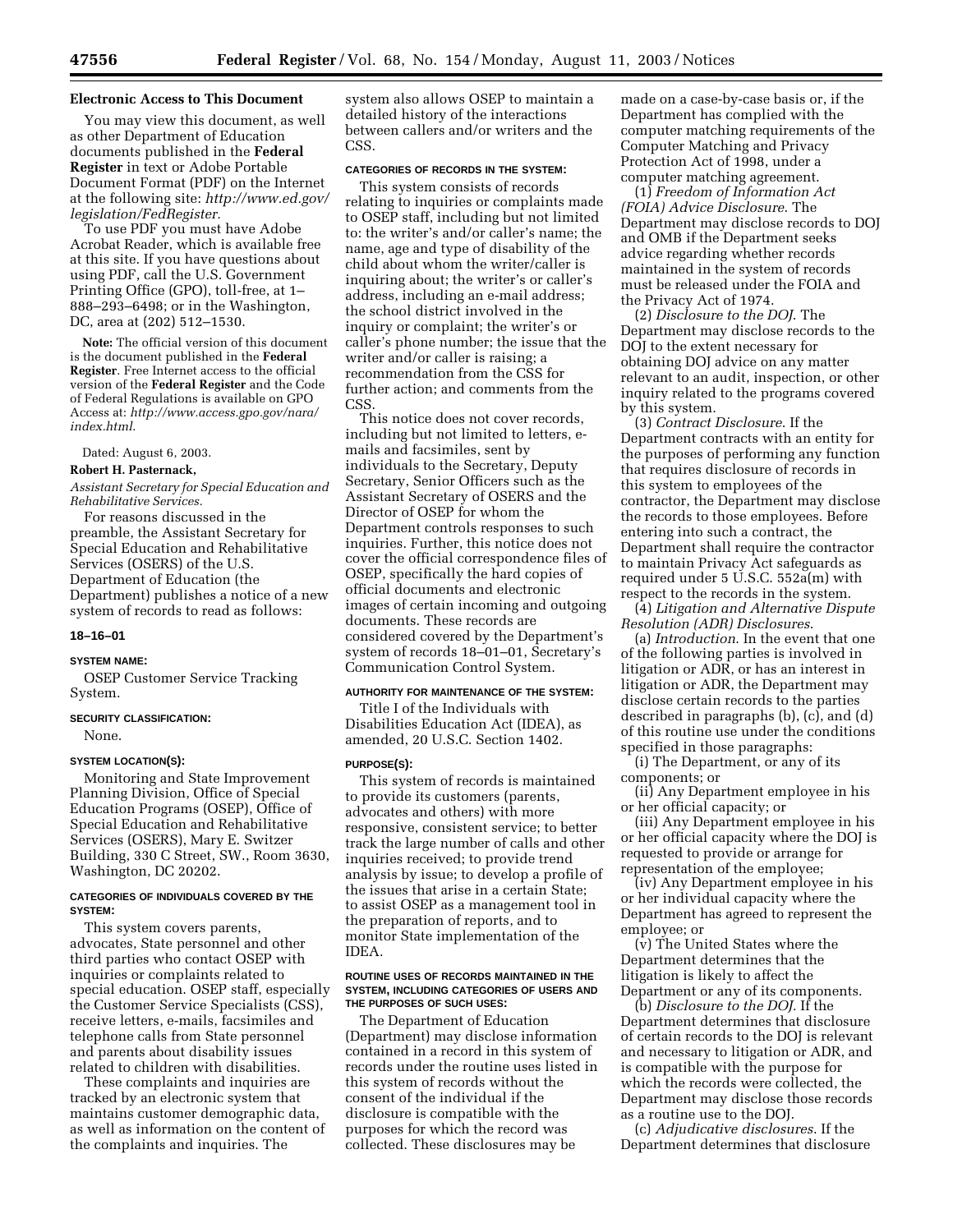### Electronic Access to This Document

You may view this document, as well as other Department of Education documents published in the **Federal Register** in text or Adobe Portable Document Format (PDF) on the Internet at the following site: *http://www.ed.gov/legislation/FedRegister.*

To use PDF you must have Adobe Acrobat Reader, which is available free at this site. If you have questions about using PDF, call the U.S. Government Printing Office (GPO), toll-free, at 1–888–293–6498; or in the Washington, DC, area at (202) 512–1530.

**Note:** The official version of this document is the document published in the **Federal Register**. Free Internet access to the official version of the **Federal Register** and the Code of Federal Regulations is available on GPO Access at: *http://www.access.gpo.gov/nara/index.html.*

Dated: August 6, 2003.

**Robert H. Pasternack,**

*Assistant Secretary for Special Education and Rehabilitative Services.*

For reasons discussed in the preamble, the Assistant Secretary for Special Education and Rehabilitative Services (OSERS) of the U.S. Department of Education (the Department) publishes a notice of a new system of records to read as follows:

#### 18–16–01

##### SYSTEM NAME:

OSEP Customer Service Tracking System.

##### SECURITY CLASSIFICATION:

None.

##### SYSTEM LOCATION(S):

Monitoring and State Improvement Planning Division, Office of Special Education Programs (OSEP), Office of Special Education and Rehabilitative Services (OSERS), Mary E. Switzer Building, 330 C Street, SW., Room 3630, Washington, DC 20202.

##### CATEGORIES OF INDIVIDUALS COVERED BY THE SYSTEM:

This system covers parents, advocates, State personnel and other third parties who contact OSEP with inquiries or complaints related to special education. OSEP staff, especially the Customer Service Specialists (CSS), receive letters, e-mails, facsimiles and telephone calls from State personnel and parents about disability issues related to children with disabilities.

These complaints and inquiries are tracked by an electronic system that maintains customer demographic data, as well as information on the content of the complaints and inquiries. The system also allows OSEP to maintain a detailed history of the interactions between callers and/or writers and the CSS.

##### CATEGORIES OF RECORDS IN THE SYSTEM:

This system consists of records relating to inquiries or complaints made to OSEP staff, including but not limited to: the writer's and/or caller's name; the name, age and type of disability of the child about whom the writer/caller is inquiring about; the writer's or caller's address, including an e-mail address; the school district involved in the inquiry or complaint; the writer's or caller's phone number; the issue that the writer and/or caller is raising; a recommendation from the CSS for further action; and comments from the CSS.

This notice does not cover records, including but not limited to letters, e-mails and facsimiles, sent by individuals to the Secretary, Deputy Secretary, Senior Officers such as the Assistant Secretary of OSERS and the Director of OSEP for whom the Department controls responses to such inquiries. Further, this notice does not cover the official correspondence files of OSEP, specifically the hard copies of official documents and electronic images of certain incoming and outgoing documents. These records are considered covered by the Department's system of records 18–01–01, Secretary's Communication Control System.

##### AUTHORITY FOR MAINTENANCE OF THE SYSTEM:

Title I of the Individuals with Disabilities Education Act (IDEA), as amended, 20 U.S.C. Section 1402.

##### PURPOSE(S):

This system of records is maintained to provide its customers (parents, advocates and others) with more responsive, consistent service; to better track the large number of calls and other inquiries received; to provide trend analysis by issue; to develop a profile of the issues that arise in a certain State; to assist OSEP as a management tool in the preparation of reports, and to monitor State implementation of the IDEA.

##### ROUTINE USES OF RECORDS MAINTAINED IN THE SYSTEM, INCLUDING CATEGORIES OF USERS AND THE PURPOSES OF SUCH USES:

The Department of Education (Department) may disclose information contained in a record in this system of records under the routine uses listed in this system of records without the consent of the individual if the disclosure is compatible with the purposes for which the record was collected. These disclosures may be made on a case-by-case basis or, if the Department has complied with the computer matching requirements of the Computer Matching and Privacy Protection Act of 1998, under a computer matching agreement.

(1) *Freedom of Information Act (FOIA) Advice Disclosure.* The Department may disclose records to DOJ and OMB if the Department seeks advice regarding whether records maintained in the system of records must be released under the FOIA and the Privacy Act of 1974.

(2) *Disclosure to the DOJ.* The Department may disclose records to the DOJ to the extent necessary for obtaining DOJ advice on any matter relevant to an audit, inspection, or other inquiry related to the programs covered by this system.

(3) *Contract Disclosure.* If the Department contracts with an entity for the purposes of performing any function that requires disclosure of records in this system to employees of the contractor, the Department may disclose the records to those employees. Before entering into such a contract, the Department shall require the contractor to maintain Privacy Act safeguards as required under 5 U.S.C. 552a(m) with respect to the records in the system.

(4) *Litigation and Alternative Dispute Resolution (ADR) Disclosures.*

(a) *Introduction.* In the event that one of the following parties is involved in litigation or ADR, or has an interest in litigation or ADR, the Department may disclose certain records to the parties described in paragraphs (b), (c), and (d) of this routine use under the conditions specified in those paragraphs:

(i) The Department, or any of its components; or

(ii) Any Department employee in his or her official capacity; or

(iii) Any Department employee in his or her official capacity where the DOJ is requested to provide or arrange for representation of the employee;

(iv) Any Department employee in his or her individual capacity where the Department has agreed to represent the employee; or

(v) The United States where the Department determines that the litigation is likely to affect the Department or any of its components.

(b) *Disclosure to the DOJ.* If the Department determines that disclosure of certain records to the DOJ is relevant and necessary to litigation or ADR, and is compatible with the purpose for which the records were collected, the Department may disclose those records as a routine use to the DOJ.

(c) *Adjudicative disclosures.* If the Department determines that disclosure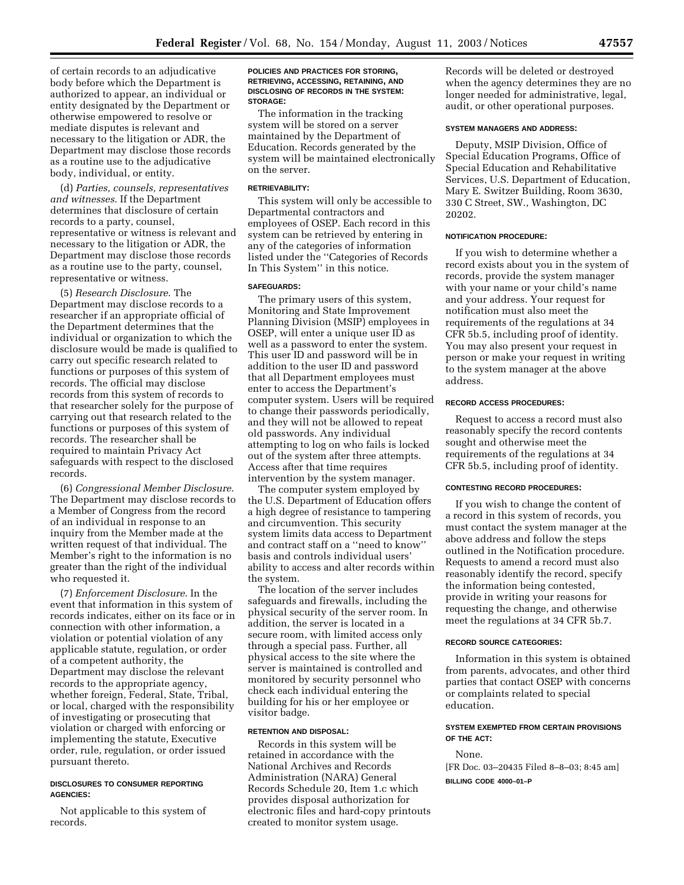of certain records to an adjudicative body before which the Department is authorized to appear, an individual or entity designated by the Department or otherwise empowered to resolve or mediate disputes is relevant and necessary to the litigation or ADR, the Department may disclose those records as a routine use to the adjudicative body, individual, or entity.

(d) *Parties, counsels, representatives and witnesses.* If the Department determines that disclosure of certain records to a party, counsel, representative or witness is relevant and necessary to the litigation or ADR, the Department may disclose those records as a routine use to the party, counsel, representative or witness.

(5) *Research Disclosure.* The Department may disclose records to a researcher if an appropriate official of the Department determines that the individual or organization to which the disclosure would be made is qualified to carry out specific research related to functions or purposes of this system of records. The official may disclose records from this system of records to that researcher solely for the purpose of carrying out that research related to the functions or purposes of this system of records. The researcher shall be required to maintain Privacy Act safeguards with respect to the disclosed records.

(6) *Congressional Member Disclosure.* The Department may disclose records to a Member of Congress from the record of an individual in response to an inquiry from the Member made at the written request of that individual. The Member's right to the information is no greater than the right of the individual who requested it.

(7) *Enforcement Disclosure.* In the event that information in this system of records indicates, either on its face or in connection with other information, a violation or potential violation of any applicable statute, regulation, or order of a competent authority, the Department may disclose the relevant records to the appropriate agency, whether foreign, Federal, State, Tribal, or local, charged with the responsibility of investigating or prosecuting that violation or charged with enforcing or implementing the statute, Executive order, rule, regulation, or order issued pursuant thereto.

#### DISCLOSURES TO CONSUMER REPORTING AGENCIES:

Not applicable to this system of records.

#### POLICIES AND PRACTICES FOR STORING, RETRIEVING, ACCESSING, RETAINING, AND DISCLOSING OF RECORDS IN THE SYSTEM:

#### STORAGE:

The information in the tracking system will be stored on a server maintained by the Department of Education. Records generated by the system will be maintained electronically on the server.

#### RETRIEVABILITY:

This system will only be accessible to Departmental contractors and employees of OSEP. Each record in this system can be retrieved by entering in any of the categories of information listed under the "Categories of Records In This System" in this notice.

#### SAFEGUARDS:

The primary users of this system, Monitoring and State Improvement Planning Division (MSIP) employees in OSEP, will enter a unique user ID as well as a password to enter the system. This user ID and password will be in addition to the user ID and password that all Department employees must enter to access the Department's computer system. Users will be required to change their passwords periodically, and they will not be allowed to repeat old passwords. Any individual attempting to log on who fails is locked out of the system after three attempts. Access after that time requires intervention by the system manager.

The computer system employed by the U.S. Department of Education offers a high degree of resistance to tampering and circumvention. This security system limits data access to Department and contract staff on a "need to know" basis and controls individual users' ability to access and alter records within the system.

The location of the server includes safeguards and firewalls, including the physical security of the server room. In addition, the server is located in a secure room, with limited access only through a special pass. Further, all physical access to the site where the server is maintained is controlled and monitored by security personnel who check each individual entering the building for his or her employee or visitor badge.

#### RETENTION AND DISPOSAL:

Records in this system will be retained in accordance with the National Archives and Records Administration (NARA) General Records Schedule 20, Item 1.c which provides disposal authorization for electronic files and hard-copy printouts created to monitor system usage. Records will be deleted or destroyed when the agency determines they are no longer needed for administrative, legal, audit, or other operational purposes.

#### SYSTEM MANAGERS AND ADDRESS:

Deputy, MSIP Division, Office of Special Education Programs, Office of Special Education and Rehabilitative Services, U.S. Department of Education, Mary E. Switzer Building, Room 3630, 330 C Street, SW., Washington, DC 20202.

#### NOTIFICATION PROCEDURE:

If you wish to determine whether a record exists about you in the system of records, provide the system manager with your name or your child's name and your address. Your request for notification must also meet the requirements of the regulations at 34 CFR 5b.5, including proof of identity. You may also present your request in person or make your request in writing to the system manager at the above address.

#### RECORD ACCESS PROCEDURES:

Request to access a record must also reasonably specify the record contents sought and otherwise meet the requirements of the regulations at 34 CFR 5b.5, including proof of identity.

#### CONTESTING RECORD PROCEDURES:

If you wish to change the content of a record in this system of records, you must contact the system manager at the above address and follow the steps outlined in the Notification procedure. Requests to amend a record must also reasonably identify the record, specify the information being contested, provide in writing your reasons for requesting the change, and otherwise meet the regulations at 34 CFR 5b.7.

#### RECORD SOURCE CATEGORIES:

Information in this system is obtained from parents, advocates, and other third parties that contact OSEP with concerns or complaints related to special education.

#### SYSTEM EXEMPTED FROM CERTAIN PROVISIONS OF THE ACT:

None.

[FR Doc. 03–20435 Filed 8–8–03; 8:45 am]

BILLING CODE 4000–01–P